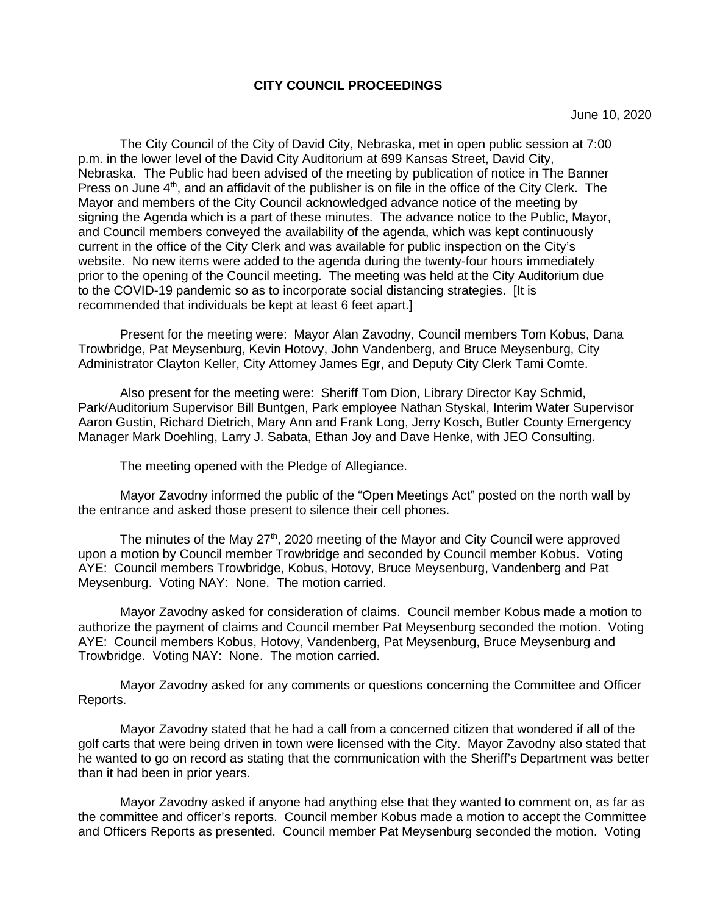# CITY COUNCIL PROCEEDINGS

June 10, 2020

The City Council of the City of David City, Nebraska, met in open public session at 7:00 p.m. in the lower level of the David City Auditorium at 699 Kansas Street, David City, Nebraska. The Public had been advised of the meeting by publication of notice in The Banner Press on June 4th, and an affidavit of the publisher is on file in the office of the City Clerk. The Mayor and members of the City Council acknowledged advance notice of the meeting by signing the Agenda which is a part of these minutes. The advance notice to the Public, Mayor, and Council members conveyed the availability of the agenda, which was kept continuously current in the office of the City Clerk and was available for public inspection on the City's website. No new items were added to the agenda during the twenty-four hours immediately prior to the opening of the Council meeting. The meeting was held at the City Auditorium due to the COVID-19 pandemic so as to incorporate social distancing strategies. [It is recommended that individuals be kept at least 6 feet apart.]

Present for the meeting were: Mayor Alan Zavodny, Council members Tom Kobus, Dana Trowbridge, Pat Meysenburg, Kevin Hotovy, John Vandenberg, and Bruce Meysenburg, City Administrator Clayton Keller, City Attorney James Egr, and Deputy City Clerk Tami Comte.

Also present for the meeting were: Sheriff Tom Dion, Library Director Kay Schmid, Park/Auditorium Supervisor Bill Buntgen, Park employee Nathan Styskal, Interim Water Supervisor Aaron Gustin, Richard Dietrich, Mary Ann and Frank Long, Jerry Kosch, Butler County Emergency Manager Mark Doehling, Larry J. Sabata, Ethan Joy and Dave Henke, with JEO Consulting.

The meeting opened with the Pledge of Allegiance.

Mayor Zavodny informed the public of the "Open Meetings Act" posted on the north wall by the entrance and asked those present to silence their cell phones.

The minutes of the May 27th, 2020 meeting of the Mayor and City Council were approved upon a motion by Council member Trowbridge and seconded by Council member Kobus. Voting AYE: Council members Trowbridge, Kobus, Hotovy, Bruce Meysenburg, Vandenberg and Pat Meysenburg. Voting NAY: None. The motion carried.

Mayor Zavodny asked for consideration of claims. Council member Kobus made a motion to authorize the payment of claims and Council member Pat Meysenburg seconded the motion. Voting AYE: Council members Kobus, Hotovy, Vandenberg, Pat Meysenburg, Bruce Meysenburg and Trowbridge. Voting NAY: None. The motion carried.

Mayor Zavodny asked for any comments or questions concerning the Committee and Officer Reports.

Mayor Zavodny stated that he had a call from a concerned citizen that wondered if all of the golf carts that were being driven in town were licensed with the City. Mayor Zavodny also stated that he wanted to go on record as stating that the communication with the Sheriff's Department was better than it had been in prior years.

Mayor Zavodny asked if anyone had anything else that they wanted to comment on, as far as the committee and officer's reports. Council member Kobus made a motion to accept the Committee and Officers Reports as presented. Council member Pat Meysenburg seconded the motion. Voting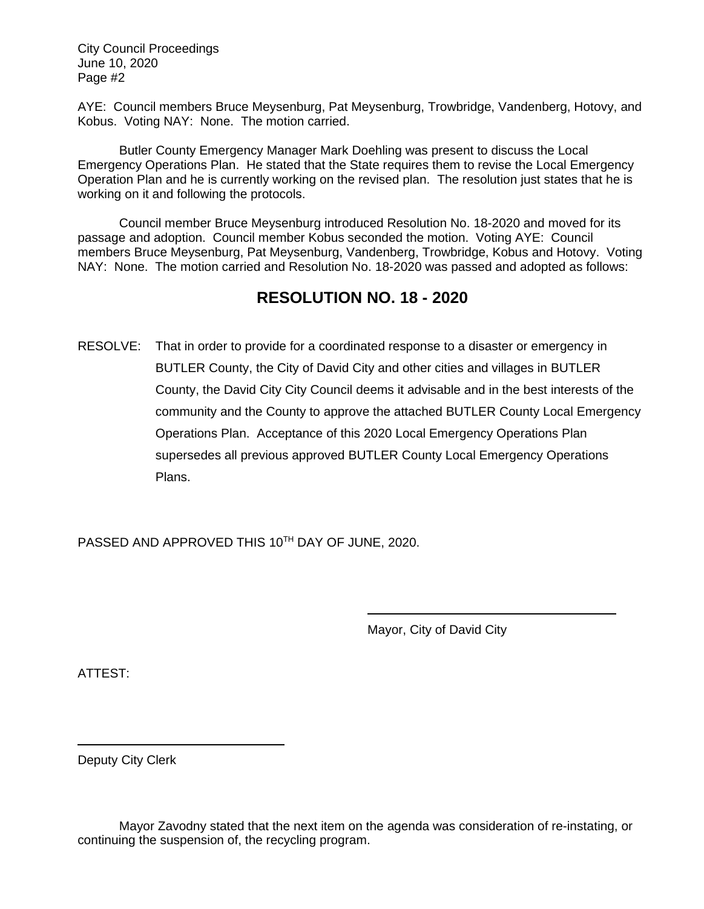AYE: Council members Bruce Meysenburg, Pat Meysenburg, Trowbridge, Vandenberg, Hotovy, and Kobus. Voting NAY: None. The motion carried.

Butler County Emergency Manager Mark Doehling was present to discuss the Local Emergency Operations Plan. He stated that the State requires them to revise the Local Emergency Operation Plan and he is currently working on the revised plan. The resolution just states that he is working on it and following the protocols.

Council member Bruce Meysenburg introduced Resolution No. 18-2020 and moved for its passage and adoption. Council member Kobus seconded the motion. Voting AYE: Council members Bruce Meysenburg, Pat Meysenburg, Vandenberg, Trowbridge, Kobus and Hotovy. Voting NAY: None. The motion carried and Resolution No. 18-2020 was passed and adopted as follows:

## RESOLUTION NO. 18 - 2020

RESOLVE: That in order to provide for a coordinated response to a disaster or emergency in BUTLER County, the City of David City and other cities and villages in BUTLER County, the David City City Council deems it advisable and in the best interests of the community and the County to approve the attached BUTLER County Local Emergency Operations Plan. Acceptance of this 2020 Local Emergency Operations Plan supersedes all previous approved BUTLER County Local Emergency Operations Plans.

PASSED AND APPROVED THIS 10TH DAY OF JUNE, 2020.

\_\_\_\_\_\_\_\_\_\_\_\_\_\_\_\_\_\_\_\_\_\_\_\_\_\_\_\_\_\_\_\_\_\_\_\_

Mayor, City of David City

ATTEST:

\_\_\_\_\_\_\_\_\_\_\_\_\_\_\_\_\_\_\_\_\_\_\_\_\_\_\_\_\_\_\_\_\_\_\_\_

Deputy City Clerk

Mayor Zavodny stated that the next item on the agenda was consideration of re-instating, or continuing the suspension of, the recycling program.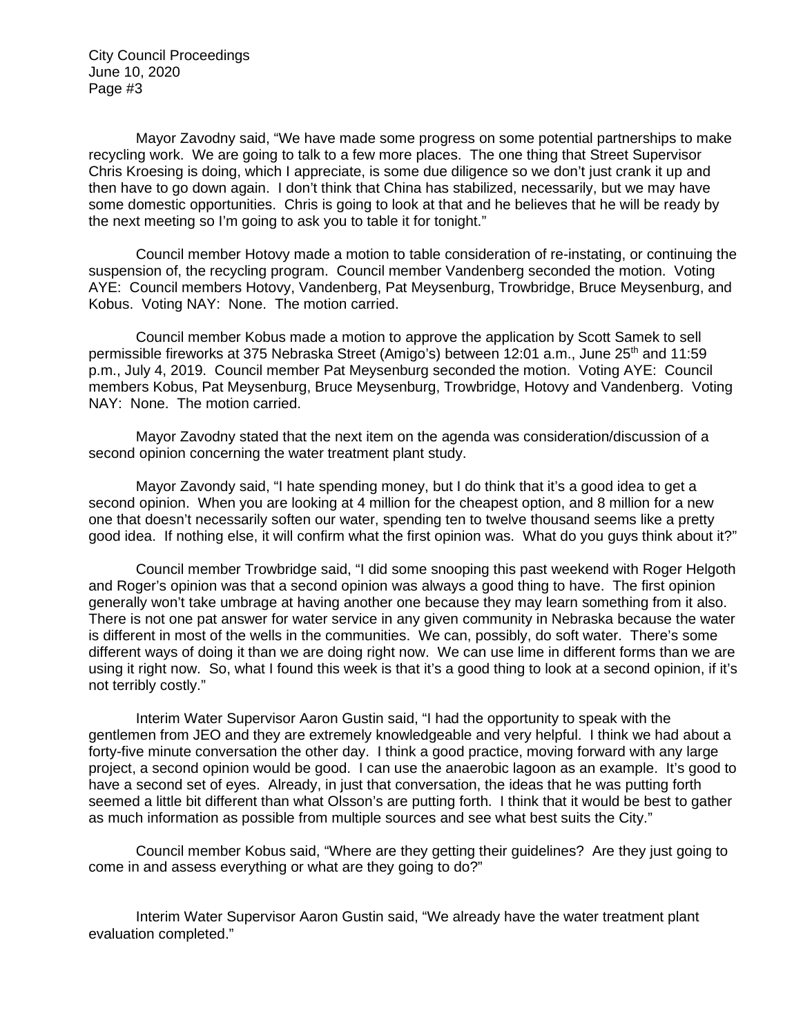Mayor Zavodny said, "We have made some progress on some potential partnerships to make recycling work. We are going to talk to a few more places. The one thing that Street Supervisor Chris Kroesing is doing, which I appreciate, is some due diligence so we don't just crank it up and then have to go down again. I don't think that China has stabilized, necessarily, but we may have some domestic opportunities. Chris is going to look at that and he believes that he will be ready by the next meeting so I'm going to ask you to table it for tonight."

Council member Hotovy made a motion to table consideration of re-instating, or continuing the suspension of, the recycling program. Council member Vandenberg seconded the motion. Voting AYE: Council members Hotovy, Vandenberg, Pat Meysenburg, Trowbridge, Bruce Meysenburg, and Kobus. Voting NAY: None. The motion carried.

Council member Kobus made a motion to approve the application by Scott Samek to sell permissible fireworks at 375 Nebraska Street (Amigo's) between 12:01 a.m., June 25th and 11:59 p.m., July 4, 2019. Council member Pat Meysenburg seconded the motion. Voting AYE: Council members Kobus, Pat Meysenburg, Bruce Meysenburg, Trowbridge, Hotovy and Vandenberg. Voting NAY: None. The motion carried.

Mayor Zavodny stated that the next item on the agenda was consideration/discussion of a second opinion concerning the water treatment plant study.

Mayor Zavondy said, "I hate spending money, but I do think that it's a good idea to get a second opinion. When you are looking at 4 million for the cheapest option, and 8 million for a new one that doesn't necessarily soften our water, spending ten to twelve thousand seems like a pretty good idea. If nothing else, it will confirm what the first opinion was. What do you guys think about it?"

Council member Trowbridge said, "I did some snooping this past weekend with Roger Helgoth and Roger's opinion was that a second opinion was always a good thing to have. The first opinion generally won't take umbrage at having another one because they may learn something from it also. There is not one pat answer for water service in any given community in Nebraska because the water is different in most of the wells in the communities. We can, possibly, do soft water. There's some different ways of doing it than we are doing right now. We can use lime in different forms than we are using it right now. So, what I found this week is that it's a good thing to look at a second opinion, if it's not terribly costly."

Interim Water Supervisor Aaron Gustin said, "I had the opportunity to speak with the gentlemen from JEO and they are extremely knowledgeable and very helpful. I think we had about a forty-five minute conversation the other day. I think a good practice, moving forward with any large project, a second opinion would be good. I can use the anaerobic lagoon as an example. It's good to have a second set of eyes. Already, in just that conversation, the ideas that he was putting forth seemed a little bit different than what Olsson's are putting forth. I think that it would be best to gather as much information as possible from multiple sources and see what best suits the City."

Council member Kobus said, "Where are they getting their guidelines? Are they just going to come in and assess everything or what are they going to do?"

Interim Water Supervisor Aaron Gustin said, "We already have the water treatment plant evaluation completed."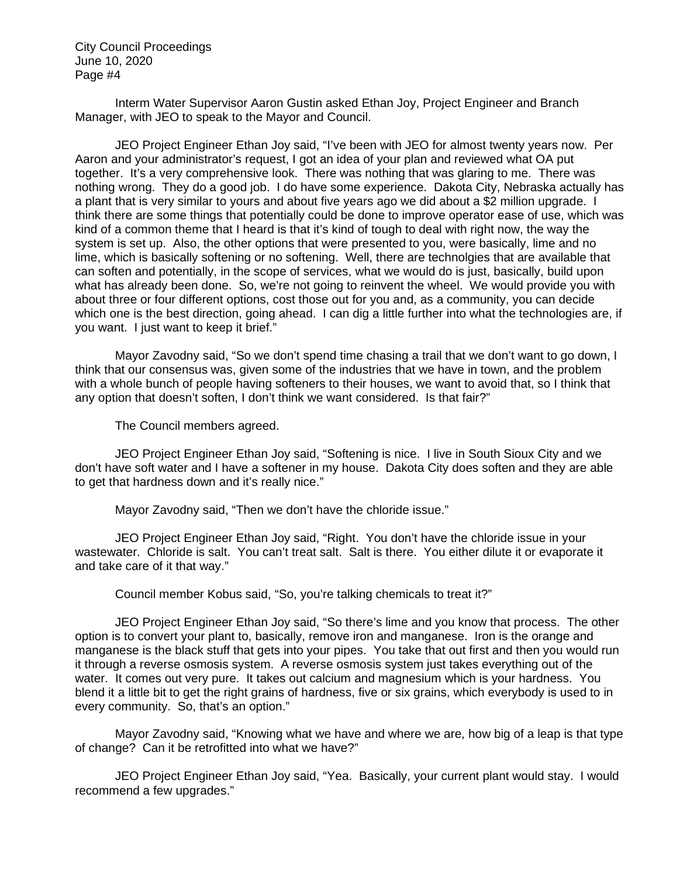Interm Water Supervisor Aaron Gustin asked Ethan Joy, Project Engineer and Branch Manager, with JEO to speak to the Mayor and Council.

JEO Project Engineer Ethan Joy said, "I've been with JEO for almost twenty years now. Per Aaron and your administrator's request, I got an idea of your plan and reviewed what OA put together. It's a very comprehensive look. There was nothing that was glaring to me. There was nothing wrong. They do a good job. I do have some experience. Dakota City, Nebraska actually has a plant that is very similar to yours and about five years ago we did about a $2 million upgrade. I think there are some things that potentially could be done to improve operator ease of use, which was kind of a common theme that I heard is that it's kind of tough to deal with right now, the way the system is set up. Also, the other options that were presented to you, were basically, lime and no lime, which is basically softening or no softening. Well, there are technolgies that are available that can soften and potentially, in the scope of services, what we would do is just, basically, build upon what has already been done. So, we're not going to reinvent the wheel. We would provide you with about three or four different options, cost those out for you and, as a community, you can decide which one is the best direction, going ahead. I can dig a little further into what the technologies are, if you want. I just want to keep it brief."

Mayor Zavodny said, "So we don't spend time chasing a trail that we don't want to go down, I think that our consensus was, given some of the industries that we have in town, and the problem with a whole bunch of people having softeners to their houses, we want to avoid that, so I think that any option that doesn't soften, I don't think we want considered. Is that fair?"

The Council members agreed.

JEO Project Engineer Ethan Joy said, "Softening is nice. I live in South Sioux City and we don't have soft water and I have a softener in my house. Dakota City does soften and they are able to get that hardness down and it's really nice."

Mayor Zavodny said, "Then we don't have the chloride issue."

JEO Project Engineer Ethan Joy said, "Right. You don't have the chloride issue in your wastewater. Chloride is salt. You can't treat salt. Salt is there. You either dilute it or evaporate it and take care of it that way."

Council member Kobus said, "So, you're talking chemicals to treat it?"

JEO Project Engineer Ethan Joy said, "So there's lime and you know that process. The other option is to convert your plant to, basically, remove iron and manganese. Iron is the orange and manganese is the black stuff that gets into your pipes. You take that out first and then you would run it through a reverse osmosis system. A reverse osmosis system just takes everything out of the water. It comes out very pure. It takes out calcium and magnesium which is your hardness. You blend it a little bit to get the right grains of hardness, five or six grains, which everybody is used to in every community. So, that's an option."

Mayor Zavodny said, "Knowing what we have and where we are, how big of a leap is that type of change? Can it be retrofitted into what we have?"

JEO Project Engineer Ethan Joy said, "Yea. Basically, your current plant would stay. I would recommend a few upgrades."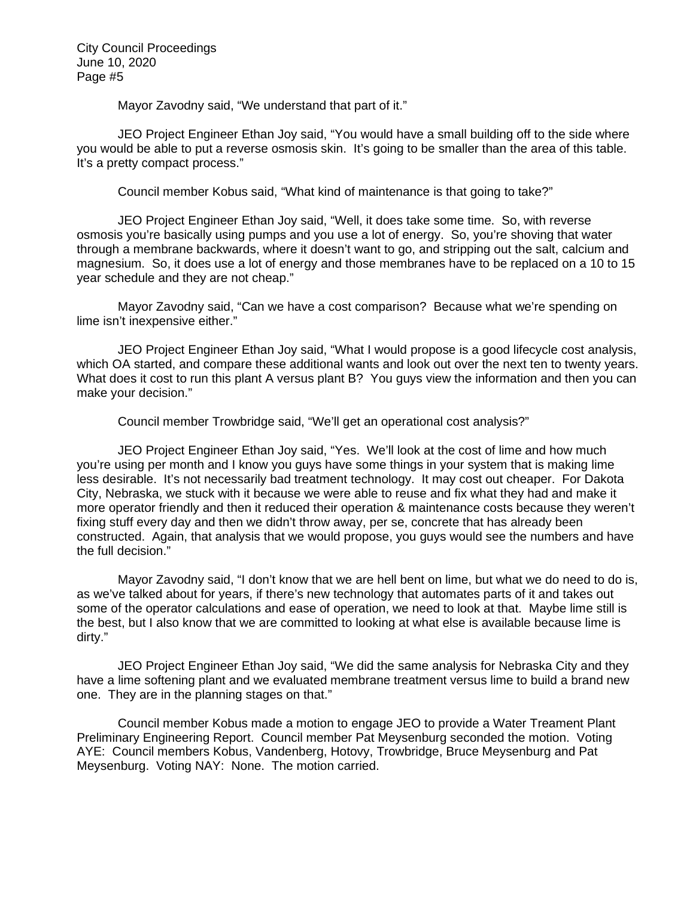Mayor Zavodny said, "We understand that part of it."

JEO Project Engineer Ethan Joy said, "You would have a small building off to the side where you would be able to put a reverse osmosis skin. It's going to be smaller than the area of this table. It's a pretty compact process."

Council member Kobus said, "What kind of maintenance is that going to take?"

JEO Project Engineer Ethan Joy said, "Well, it does take some time. So, with reverse osmosis you're basically using pumps and you use a lot of energy. So, you're shoving that water through a membrane backwards, where it doesn't want to go, and stripping out the salt, calcium and magnesium. So, it does use a lot of energy and those membranes have to be replaced on a 10 to 15 year schedule and they are not cheap."

Mayor Zavodny said, "Can we have a cost comparison? Because what we're spending on lime isn't inexpensive either."

JEO Project Engineer Ethan Joy said, "What I would propose is a good lifecycle cost analysis, which OA started, and compare these additional wants and look out over the next ten to twenty years. What does it cost to run this plant A versus plant B? You guys view the information and then you can make your decision."

Council member Trowbridge said, "We'll get an operational cost analysis?"

JEO Project Engineer Ethan Joy said, "Yes. We'll look at the cost of lime and how much you're using per month and I know you guys have some things in your system that is making lime less desirable. It's not necessarily bad treatment technology. It may cost out cheaper. For Dakota City, Nebraska, we stuck with it because we were able to reuse and fix what they had and make it more operator friendly and then it reduced their operation & maintenance costs because they weren't fixing stuff every day and then we didn't throw away, per se, concrete that has already been constructed. Again, that analysis that we would propose, you guys would see the numbers and have the full decision."

Mayor Zavodny said, "I don't know that we are hell bent on lime, but what we do need to do is, as we've talked about for years, if there's new technology that automates parts of it and takes out some of the operator calculations and ease of operation, we need to look at that. Maybe lime still is the best, but I also know that we are committed to looking at what else is available because lime is dirty."

JEO Project Engineer Ethan Joy said, "We did the same analysis for Nebraska City and they have a lime softening plant and we evaluated membrane treatment versus lime to build a brand new one. They are in the planning stages on that."

Council member Kobus made a motion to engage JEO to provide a Water Treament Plant Preliminary Engineering Report. Council member Pat Meysenburg seconded the motion. Voting AYE: Council members Kobus, Vandenberg, Hotovy, Trowbridge, Bruce Meysenburg and Pat Meysenburg. Voting NAY: None. The motion carried.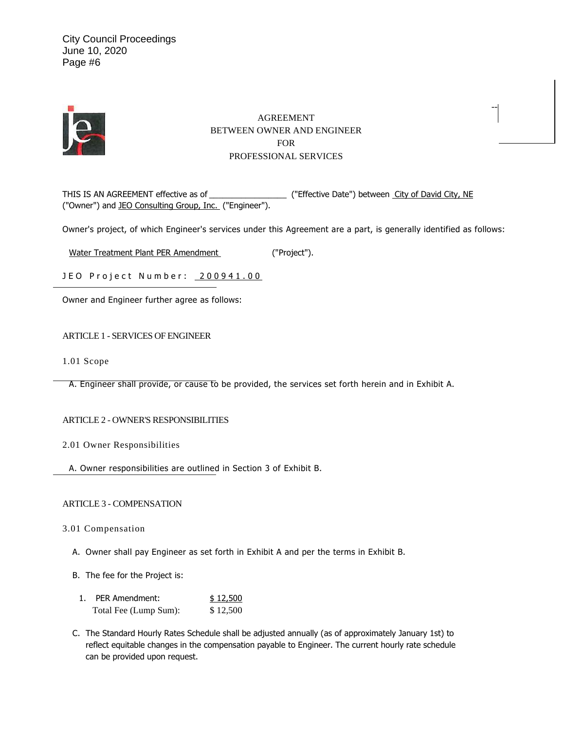City Council Proceedings
June 10, 2020
Page #6

# AGREEMENT
# BETWEEN OWNER AND ENGINEER
# FOR
# PROFESSIONAL SERVICES

THIS IS AN AGREEMENT effective as of _________________ ("Effective Date") between City of David City, NE ("Owner") and JEO Consulting Group, Inc. ("Engineer").

Owner's project, of which Engineer's services under this Agreement are a part, is generally identified as follows:

Water Treatment Plant PER Amendment ("Project").

JEO Project Number: 200941.00

Owner and Engineer further agree as follows:

## ARTICLE 1 - SERVICES OF ENGINEER

### 1.01 Scope

A. Engineer shall provide, or cause to be provided, the services set forth herein and in Exhibit A.

## ARTICLE 2 - OWNER'S RESPONSIBILITIES

### 2.01 Owner Responsibilities

A. Owner responsibilities are outlined in Section 3 of Exhibit B.

## ARTICLE 3 - COMPENSATION

### 3.01 Compensation

A. Owner shall pay Engineer as set forth in Exhibit A and per the terms in Exhibit B.

B. The fee for the Project is:

1. PER Amendment: $ 12,500
   Total Fee (Lump Sum): $ 12,500

C. The Standard Hourly Rates Schedule shall be adjusted annually (as of approximately January 1st) to reflect equitable changes in the compensation payable to Engineer. The current hourly rate schedule can be provided upon request.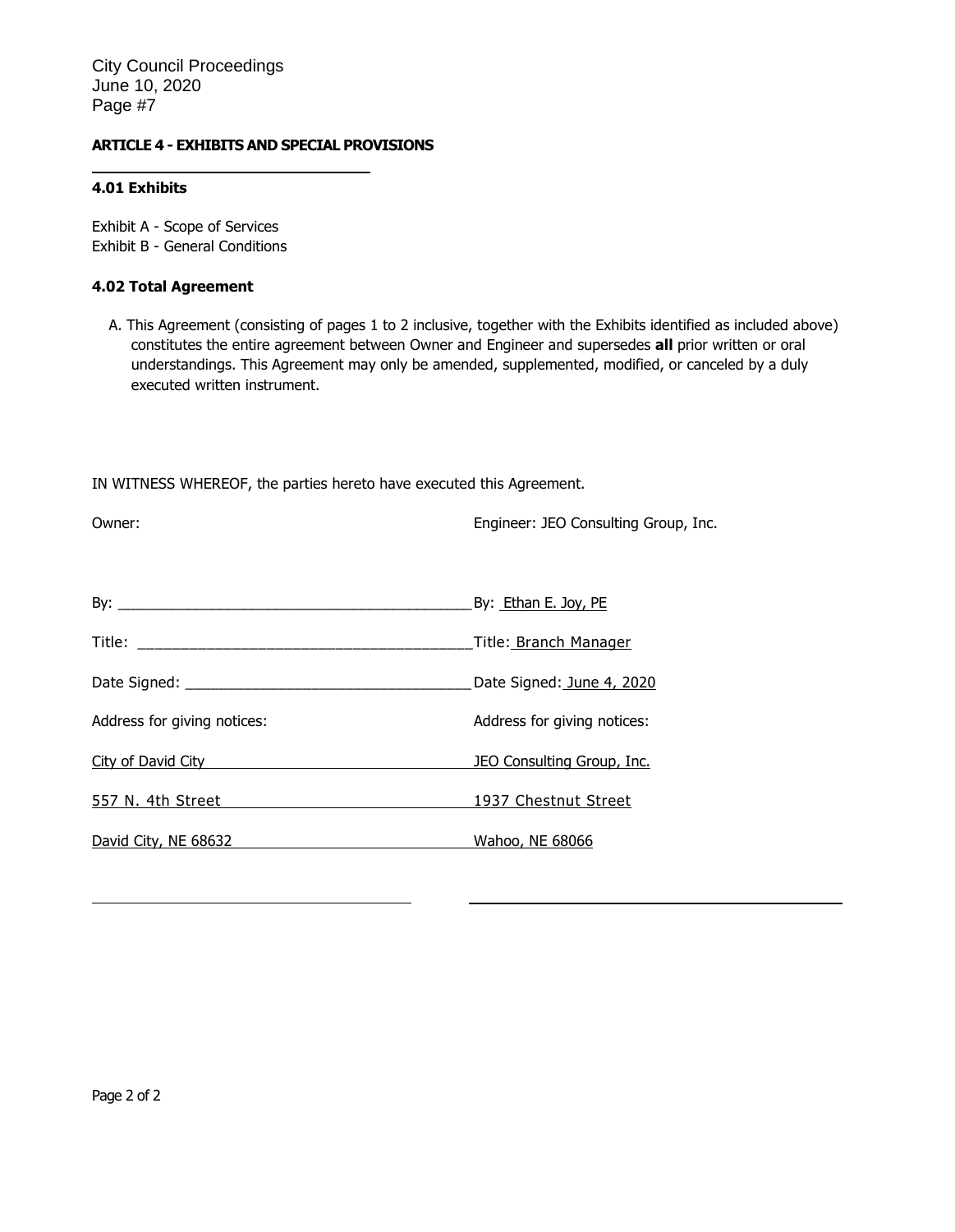## ARTICLE 4 - EXHIBITS AND SPECIAL PROVISIONS

### 4.01 Exhibits

Exhibit A - Scope of Services
Exhibit B - General Conditions

### 4.02 Total Agreement

A. This Agreement (consisting of pages 1 to 2 inclusive, together with the Exhibits identified as included above) constitutes the entire agreement between Owner and Engineer and supersedes **all** prior written or oral understandings. This Agreement may only be amended, supplemented, modified, or canceled by a duly executed written instrument.

IN WITNESS WHEREOF, the parties hereto have executed this Agreement.

| Owner: | Engineer: JEO Consulting Group, Inc. |
|---|---|
| By: ___________________________ | By: Ethan E. Joy, PE |
| Title: ___________________________ | Title: Branch Manager |
| Date Signed: ___________________________ | Date Signed: June 4, 2020 |
| Address for giving notices: | Address for giving notices: |
| City of David City | JEO Consulting Group, Inc. |
| 557 N. 4th Street | 1937 Chestnut Street |
| David City, NE 68632 | Wahoo, NE 68066 |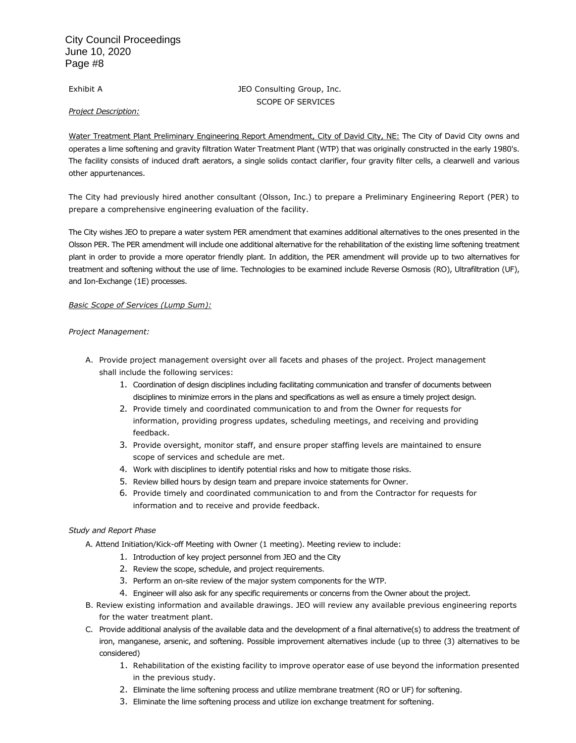Exhibit A

JEO Consulting Group, Inc.
SCOPE OF SERVICES

*Project Description:*

Water Treatment Plant Preliminary Engineering Report Amendment, City of David City, NE: The City of David City owns and operates a lime softening and gravity filtration Water Treatment Plant (WTP) that was originally constructed in the early 1980's. The facility consists of induced draft aerators, a single solids contact clarifier, four gravity filter cells, a clearwell and various other appurtenances.

The City had previously hired another consultant (Olsson, Inc.) to prepare a Preliminary Engineering Report (PER) to prepare a comprehensive engineering evaluation of the facility.

The City wishes JEO to prepare a water system PER amendment that examines additional alternatives to the ones presented in the Olsson PER. The PER amendment will include one additional alternative for the rehabilitation of the existing lime softening treatment plant in order to provide a more operator friendly plant. In addition, the PER amendment will provide up to two alternatives for treatment and softening without the use of lime. Technologies to be examined include Reverse Osmosis (RO), Ultrafiltration (UF), and Ion-Exchange (1E) processes.

*Basic Scope of Services (Lump Sum):*

*Project Management:*

A. Provide project management oversight over all facets and phases of the project. Project management shall include the following services:
   1. Coordination of design disciplines including facilitating communication and transfer of documents between disciplines to minimize errors in the plans and specifications as well as ensure a timely project design.
   2. Provide timely and coordinated communication to and from the Owner for requests for information, providing progress updates, scheduling meetings, and receiving and providing feedback.
   3. Provide oversight, monitor staff, and ensure proper staffing levels are maintained to ensure scope of services and schedule are met.
   4. Work with disciplines to identify potential risks and how to mitigate those risks.
   5. Review billed hours by design team and prepare invoice statements for Owner.
   6. Provide timely and coordinated communication to and from the Contractor for requests for information and to receive and provide feedback.

*Study and Report Phase*

A. Attend Initiation/Kick-off Meeting with Owner (1 meeting). Meeting review to include:
   1. Introduction of key project personnel from JEO and the City
   2. Review the scope, schedule, and project requirements.
   3. Perform an on-site review of the major system components for the WTP.
   4. Engineer will also ask for any specific requirements or concerns from the Owner about the project.
B. Review existing information and available drawings. JEO will review any available previous engineering reports for the water treatment plant.
C. Provide additional analysis of the available data and the development of a final alternative(s) to address the treatment of iron, manganese, arsenic, and softening. Possible improvement alternatives include (up to three (3) alternatives to be considered)
   1. Rehabilitation of the existing facility to improve operator ease of use beyond the information presented in the previous study.
   2. Eliminate the lime softening process and utilize membrane treatment (RO or UF) for softening.
   3. Eliminate the lime softening process and utilize ion exchange treatment for softening.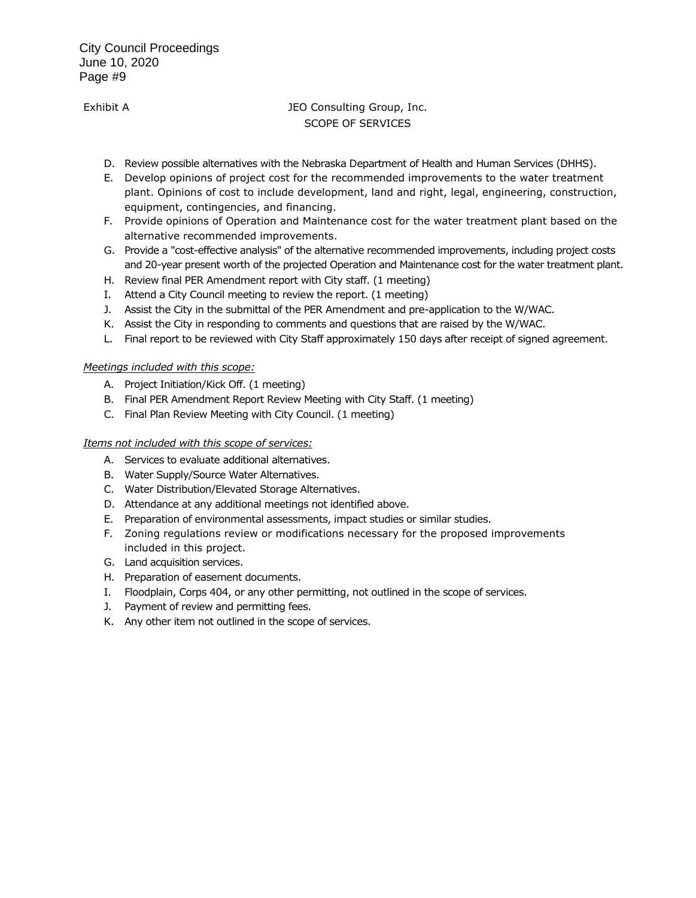Exhibit A

JEO Consulting Group, Inc.
SCOPE OF SERVICES

D. Review possible alternatives with the Nebraska Department of Health and Human Services (DHHS).
E. Develop opinions of project cost for the recommended improvements to the water treatment plant. Opinions of cost to include development, land and right, legal, engineering, construction, equipment, contingencies, and financing.
F. Provide opinions of Operation and Maintenance cost for the water treatment plant based on the alternative recommended improvements.
G. Provide a "cost-effective analysis" of the alternative recommended improvements, including project costs and 20-year present worth of the projected Operation and Maintenance cost for the water treatment plant.
H. Review final PER Amendment report with City staff. (1 meeting)
I. Attend a City Council meeting to review the report. (1 meeting)
J. Assist the City in the submittal of the PER Amendment and pre-application to the W/WAC.
K. Assist the City in responding to comments and questions that are raised by the W/WAC.
L. Final report to be reviewed with City Staff approximately 150 days after receipt of signed agreement.

*Meetings included with this scope:*

A. Project Initiation/Kick Off. (1 meeting)
B. Final PER Amendment Report Review Meeting with City Staff. (1 meeting)
C. Final Plan Review Meeting with City Council. (1 meeting)

*Items not included with this scope of services:*

A. Services to evaluate additional alternatives.
B. Water Supply/Source Water Alternatives.
C. Water Distribution/Elevated Storage Alternatives.
D. Attendance at any additional meetings not identified above.
E. Preparation of environmental assessments, impact studies or similar studies.
F. Zoning regulations review or modifications necessary for the proposed improvements included in this project.
G. Land acquisition services.
H. Preparation of easement documents.
I. Floodplain, Corps 404, or any other permitting, not outlined in the scope of services.
J. Payment of review and permitting fees.
K. Any other item not outlined in the scope of services.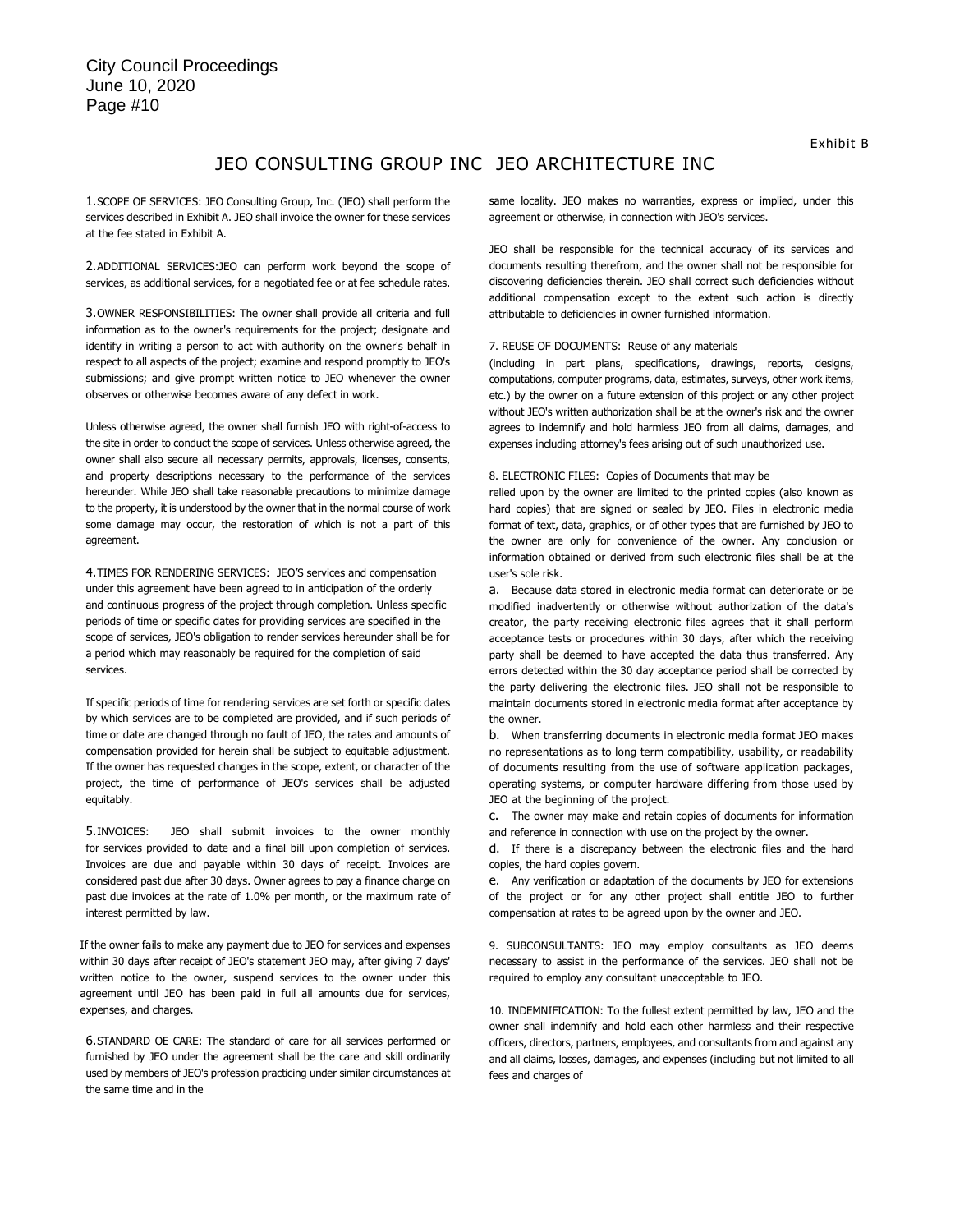Exhibit B

# JEO CONSULTING GROUP INC JEO ARCHITECTURE INC

1.SCOPE OF SERVICES: JEO Consulting Group, Inc. (JEO) shall perform the services described in Exhibit A. JEO shall invoice the owner for these services at the fee stated in Exhibit A.

2.ADDITIONAL SERVICES:JEO can perform work beyond the scope of services, as additional services, for a negotiated fee or at fee schedule rates.

3.OWNER RESPONSIBILITIES: The owner shall provide all criteria and full information as to the owner's requirements for the project; designate and identify in writing a person to act with authority on the owner's behalf in respect to all aspects of the project; examine and respond promptly to JEO's submissions; and give prompt written notice to JEO whenever the owner observes or otherwise becomes aware of any defect in work.

Unless otherwise agreed, the owner shall furnish JEO with right-of-access to the site in order to conduct the scope of services. Unless otherwise agreed, the owner shall also secure all necessary permits, approvals, licenses, consents, and property descriptions necessary to the performance of the services hereunder. While JEO shall take reasonable precautions to minimize damage to the property, it is understood by the owner that in the normal course of work some damage may occur, the restoration of which is not a part of this agreement.

4.TIMES FOR RENDERING SERVICES: JEO'S services and compensation under this agreement have been agreed to in anticipation of the orderly and continuous progress of the project through completion. Unless specific periods of time or specific dates for providing services are specified in the scope of services, JEO's obligation to render services hereunder shall be for a period which may reasonably be required for the completion of said services.

If specific periods of time for rendering services are set forth or specific dates by which services are to be completed are provided, and if such periods of time or date are changed through no fault of JEO, the rates and amounts of compensation provided for herein shall be subject to equitable adjustment. If the owner has requested changes in the scope, extent, or character of the project, the time of performance of JEO's services shall be adjusted equitably.

5.INVOICES: JEO shall submit invoices to the owner monthly for services provided to date and a final bill upon completion of services. Invoices are due and payable within 30 days of receipt. Invoices are considered past due after 30 days. Owner agrees to pay a finance charge on past due invoices at the rate of 1.0% per month, or the maximum rate of interest permitted by law.

If the owner fails to make any payment due to JEO for services and expenses within 30 days after receipt of JEO's statement JEO may, after giving 7 days' written notice to the owner, suspend services to the owner under this agreement until JEO has been paid in full all amounts due for services, expenses, and charges.

6.STANDARD OE CARE: The standard of care for all services performed or furnished by JEO under the agreement shall be the care and skill ordinarily used by members of JEO's profession practicing under similar circumstances at the same time and in the same locality. JEO makes no warranties, express or implied, under this agreement or otherwise, in connection with JEO's services.

JEO shall be responsible for the technical accuracy of its services and documents resulting therefrom, and the owner shall not be responsible for discovering deficiencies therein. JEO shall correct such deficiencies without additional compensation except to the extent such action is directly attributable to deficiencies in owner furnished information.

7. REUSE OF DOCUMENTS: Reuse of any materials (including in part plans, specifications, drawings, reports, designs, computations, computer programs, data, estimates, surveys, other work items, etc.) by the owner on a future extension of this project or any other project without JEO's written authorization shall be at the owner's risk and the owner agrees to indemnify and hold harmless JEO from all claims, damages, and expenses including attorney's fees arising out of such unauthorized use.

8. ELECTRONIC FILES: Copies of Documents that may be relied upon by the owner are limited to the printed copies (also known as hard copies) that are signed or sealed by JEO. Files in electronic media format of text, data, graphics, or of other types that are furnished by JEO to the owner are only for convenience of the owner. Any conclusion or information obtained or derived from such electronic files shall be at the user's sole risk.

a. Because data stored in electronic media format can deteriorate or be modified inadvertently or otherwise without authorization of the data's creator, the party receiving electronic files agrees that it shall perform acceptance tests or procedures within 30 days, after which the receiving party shall be deemed to have accepted the data thus transferred. Any errors detected within the 30 day acceptance period shall be corrected by the party delivering the electronic files. JEO shall not be responsible to maintain documents stored in electronic media format after acceptance by the owner.

b. When transferring documents in electronic media format JEO makes no representations as to long term compatibility, usability, or readability of documents resulting from the use of software application packages, operating systems, or computer hardware differing from those used by JEO at the beginning of the project.

c. The owner may make and retain copies of documents for information and reference in connection with use on the project by the owner.

d. If there is a discrepancy between the electronic files and the hard copies, the hard copies govern.

e. Any verification or adaptation of the documents by JEO for extensions of the project or for any other project shall entitle JEO to further compensation at rates to be agreed upon by the owner and JEO.

9. SUBCONSULTANTS: JEO may employ consultants as JEO deems necessary to assist in the performance of the services. JEO shall not be required to employ any consultant unacceptable to JEO.

10. INDEMNIFICATION: To the fullest extent permitted by law, JEO and the owner shall indemnify and hold each other harmless and their respective officers, directors, partners, employees, and consultants from and against any and all claims, losses, damages, and expenses (including but not limited to all fees and charges of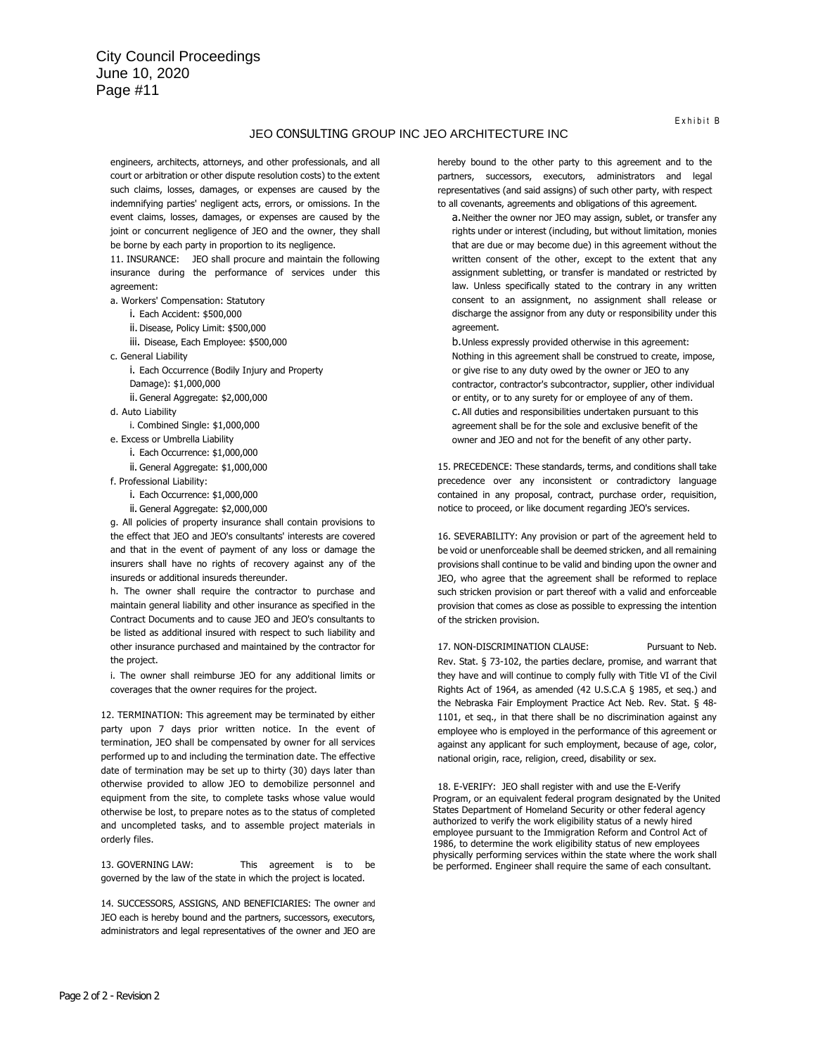Exhibit B

## JEO CONSULTING GROUP INC JEO ARCHITECTURE INC

engineers, architects, attorneys, and other professionals, and all court or arbitration or other dispute resolution costs) to the extent such claims, losses, damages, or expenses are caused by the indemnifying parties' negligent acts, errors, or omissions. In the event claims, losses, damages, or expenses are caused by the joint or concurrent negligence of JEO and the owner, they shall be borne by each party in proportion to its negligence.

11. INSURANCE: JEO shall procure and maintain the following insurance during the performance of services under this agreement:

a. Workers' Compensation: Statutory
   - i. Each Accident: $500,000
   - ii. Disease, Policy Limit: $500,000
   - iii. Disease, Each Employee: $500,000

c. General Liability
   - i. Each Occurrence (Bodily Injury and Property Damage): $1,000,000
   - ii. General Aggregate: $2,000,000

d. Auto Liability
   - i. Combined Single: $1,000,000

e. Excess or Umbrella Liability
   - i. Each Occurrence: $1,000,000
   - ii. General Aggregate: $1,000,000

f. Professional Liability:
   - i. Each Occurrence: $1,000,000
   - ii. General Aggregate: $2,000,000

g. All policies of property insurance shall contain provisions to the effect that JEO and JEO's consultants' interests are covered and that in the event of payment of any loss or damage the insurers shall have no rights of recovery against any of the insureds or additional insureds thereunder.

h. The owner shall require the contractor to purchase and maintain general liability and other insurance as specified in the Contract Documents and to cause JEO and JEO's consultants to be listed as additional insured with respect to such liability and other insurance purchased and maintained by the contractor for the project.

i. The owner shall reimburse JEO for any additional limits or coverages that the owner requires for the project.

12. TERMINATION: This agreement may be terminated by either party upon 7 days prior written notice. In the event of termination, JEO shall be compensated by owner for all services performed up to and including the termination date. The effective date of termination may be set up to thirty (30) days later than otherwise provided to allow JEO to demobilize personnel and equipment from the site, to complete tasks whose value would otherwise be lost, to prepare notes as to the status of completed and uncompleted tasks, and to assemble project materials in orderly files.

13. GOVERNING LAW: This agreement is to be governed by the law of the state in which the project is located.

14. SUCCESSORS, ASSIGNS, AND BENEFICIARIES: The owner and JEO each is hereby bound and the partners, successors, executors, administrators and legal representatives of the owner and JEO are hereby bound to the other party to this agreement and to the partners, successors, executors, administrators and legal representatives (and said assigns) of such other party, with respect to all covenants, agreements and obligations of this agreement.

a. Neither the owner nor JEO may assign, sublet, or transfer any rights under or interest (including, but without limitation, monies that are due or may become due) in this agreement without the written consent of the other, except to the extent that any assignment subletting, or transfer is mandated or restricted by law. Unless specifically stated to the contrary in any written consent to an assignment, no assignment shall release or discharge the assignor from any duty or responsibility under this agreement.

b. Unless expressly provided otherwise in this agreement: Nothing in this agreement shall be construed to create, impose, or give rise to any duty owed by the owner or JEO to any contractor, contractor's subcontractor, supplier, other individual or entity, or to any surety for or employee of any of them.

c. All duties and responsibilities undertaken pursuant to this agreement shall be for the sole and exclusive benefit of the owner and JEO and not for the benefit of any other party.

15. PRECEDENCE: These standards, terms, and conditions shall take precedence over any inconsistent or contradictory language contained in any proposal, contract, purchase order, requisition, notice to proceed, or like document regarding JEO's services.

16. SEVERABILITY: Any provision or part of the agreement held to be void or unenforceable shall be deemed stricken, and all remaining provisions shall continue to be valid and binding upon the owner and JEO, who agree that the agreement shall be reformed to replace such stricken provision or part thereof with a valid and enforceable provision that comes as close as possible to expressing the intention of the stricken provision.

17. NON-DISCRIMINATION CLAUSE: Pursuant to Neb. Rev. Stat. § 73-102, the parties declare, promise, and warrant that they have and will continue to comply fully with Title VI of the Civil Rights Act of 1964, as amended (42 U.S.C.A § 1985, et seq.) and the Nebraska Fair Employment Practice Act Neb. Rev. Stat. § 48-1101, et seq., in that there shall be no discrimination against any employee who is employed in the performance of this agreement or against any applicant for such employment, because of age, color, national origin, race, religion, creed, disability or sex.

18. E-VERIFY: JEO shall register with and use the E-Verify Program, or an equivalent federal program designated by the United States Department of Homeland Security or other federal agency authorized to verify the work eligibility status of a newly hired employee pursuant to the Immigration Reform and Control Act of 1986, to determine the work eligibility status of new employees physically performing services within the state where the work shall be performed. Engineer shall require the same of each consultant.

Page 2 of 2 - Revision 2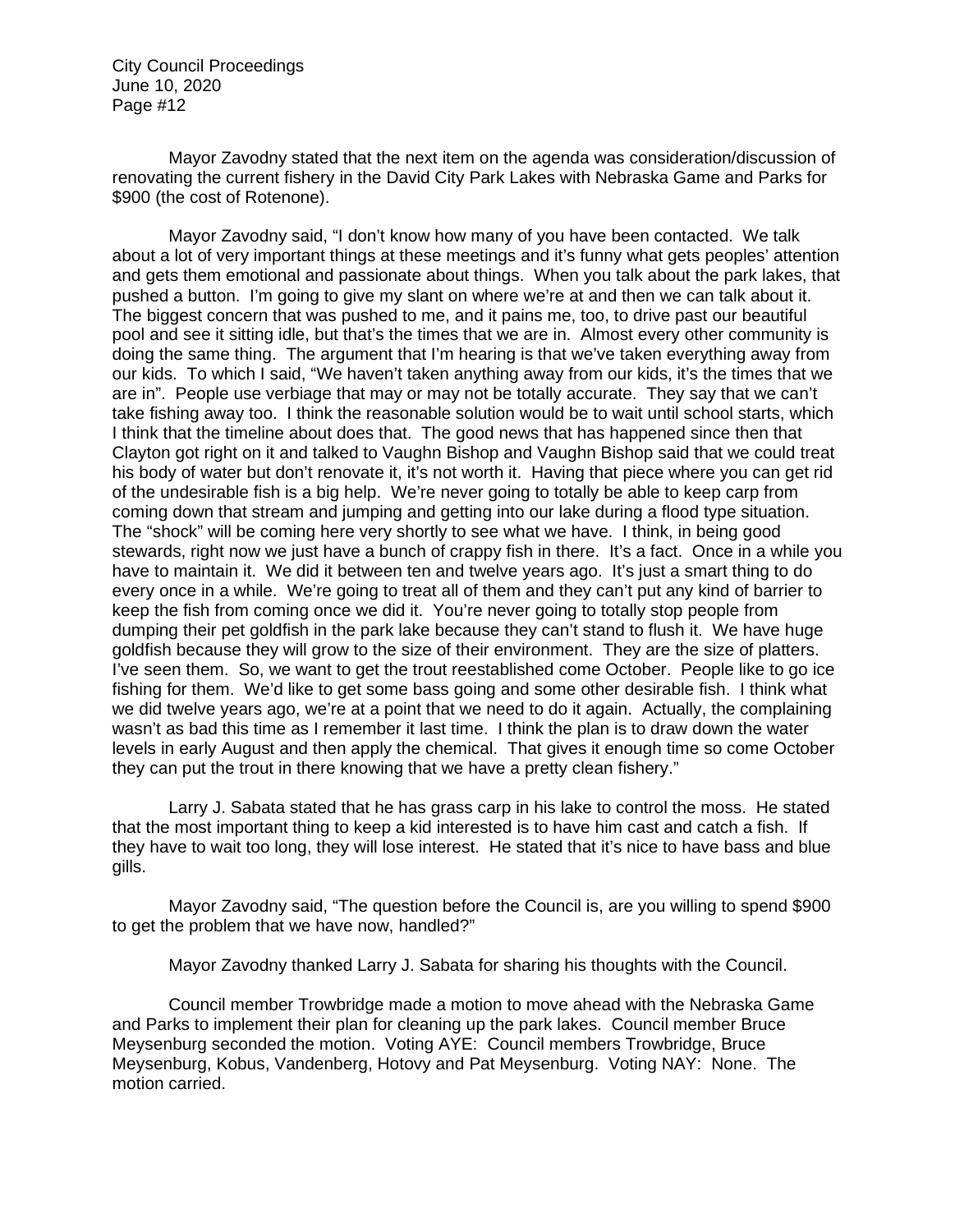Mayor Zavodny stated that the next item on the agenda was consideration/discussion of renovating the current fishery in the David City Park Lakes with Nebraska Game and Parks for $900 (the cost of Rotenone).

Mayor Zavodny said, "I don't know how many of you have been contacted. We talk about a lot of very important things at these meetings and it's funny what gets peoples' attention and gets them emotional and passionate about things. When you talk about the park lakes, that pushed a button. I'm going to give my slant on where we're at and then we can talk about it. The biggest concern that was pushed to me, and it pains me, too, to drive past our beautiful pool and see it sitting idle, but that's the times that we are in. Almost every other community is doing the same thing. The argument that I'm hearing is that we've taken everything away from our kids. To which I said, "We haven't taken anything away from our kids, it's the times that we are in". People use verbiage that may or may not be totally accurate. They say that we can't take fishing away too. I think the reasonable solution would be to wait until school starts, which I think that the timeline about does that. The good news that has happened since then that Clayton got right on it and talked to Vaughn Bishop and Vaughn Bishop said that we could treat his body of water but don't renovate it, it's not worth it. Having that piece where you can get rid of the undesirable fish is a big help. We're never going to totally be able to keep carp from coming down that stream and jumping and getting into our lake during a flood type situation. The "shock" will be coming here very shortly to see what we have. I think, in being good stewards, right now we just have a bunch of crappy fish in there. It's a fact. Once in a while you have to maintain it. We did it between ten and twelve years ago. It's just a smart thing to do every once in a while. We're going to treat all of them and they can't put any kind of barrier to keep the fish from coming once we did it. You're never going to totally stop people from dumping their pet goldfish in the park lake because they can't stand to flush it. We have huge goldfish because they will grow to the size of their environment. They are the size of platters. I've seen them. So, we want to get the trout reestablished come October. People like to go ice fishing for them. We'd like to get some bass going and some other desirable fish. I think what we did twelve years ago, we're at a point that we need to do it again. Actually, the complaining wasn't as bad this time as I remember it last time. I think the plan is to draw down the water levels in early August and then apply the chemical. That gives it enough time so come October they can put the trout in there knowing that we have a pretty clean fishery."

Larry J. Sabata stated that he has grass carp in his lake to control the moss. He stated that the most important thing to keep a kid interested is to have him cast and catch a fish. If they have to wait too long, they will lose interest. He stated that it's nice to have bass and blue gills.

Mayor Zavodny said, "The question before the Council is, are you willing to spend $900 to get the problem that we have now, handled?"

Mayor Zavodny thanked Larry J. Sabata for sharing his thoughts with the Council.

Council member Trowbridge made a motion to move ahead with the Nebraska Game and Parks to implement their plan for cleaning up the park lakes. Council member Bruce Meysenburg seconded the motion. Voting AYE: Council members Trowbridge, Bruce Meysenburg, Kobus, Vandenberg, Hotovy and Pat Meysenburg. Voting NAY: None. The motion carried.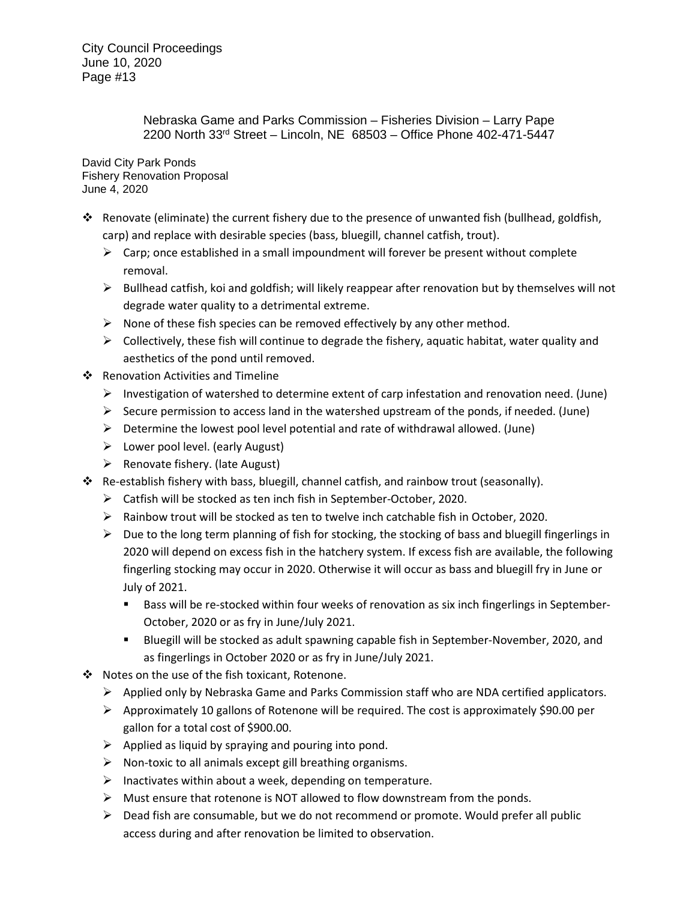Nebraska Game and Parks Commission – Fisheries Division – Larry Pape
2200 North 33rd Street – Lincoln, NE 68503 – Office Phone 402-471-5447

David City Park Ponds
Fishery Renovation Proposal
June 4, 2020

- Renovate (eliminate) the current fishery due to the presence of unwanted fish (bullhead, goldfish, carp) and replace with desirable species (bass, bluegill, channel catfish, trout).
  - Carp; once established in a small impoundment will forever be present without complete removal.
  - Bullhead catfish, koi and goldfish; will likely reappear after renovation but by themselves will not degrade water quality to a detrimental extreme.
  - None of these fish species can be removed effectively by any other method.
  - Collectively, these fish will continue to degrade the fishery, aquatic habitat, water quality and aesthetics of the pond until removed.
- Renovation Activities and Timeline
  - Investigation of watershed to determine extent of carp infestation and renovation need. (June)
  - Secure permission to access land in the watershed upstream of the ponds, if needed. (June)
  - Determine the lowest pool level potential and rate of withdrawal allowed. (June)
  - Lower pool level. (early August)
  - Renovate fishery. (late August)
- Re-establish fishery with bass, bluegill, channel catfish, and rainbow trout (seasonally).
  - Catfish will be stocked as ten inch fish in September-October, 2020.
  - Rainbow trout will be stocked as ten to twelve inch catchable fish in October, 2020.
  - Due to the long term planning of fish for stocking, the stocking of bass and bluegill fingerlings in 2020 will depend on excess fish in the hatchery system. If excess fish are available, the following fingerling stocking may occur in 2020. Otherwise it will occur as bass and bluegill fry in June or July of 2021.
    - Bass will be re-stocked within four weeks of renovation as six inch fingerlings in September-October, 2020 or as fry in June/July 2021.
    - Bluegill will be stocked as adult spawning capable fish in September-November, 2020, and as fingerlings in October 2020 or as fry in June/July 2021.
- Notes on the use of the fish toxicant, Rotenone.
  - Applied only by Nebraska Game and Parks Commission staff who are NDA certified applicators.
  - Approximately 10 gallons of Rotenone will be required. The cost is approximately $90.00 per gallon for a total cost of $900.00.
  - Applied as liquid by spraying and pouring into pond.
  - Non-toxic to all animals except gill breathing organisms.
  - Inactivates within about a week, depending on temperature.
  - Must ensure that rotenone is NOT allowed to flow downstream from the ponds.
  - Dead fish are consumable, but we do not recommend or promote. Would prefer all public access during and after renovation be limited to observation.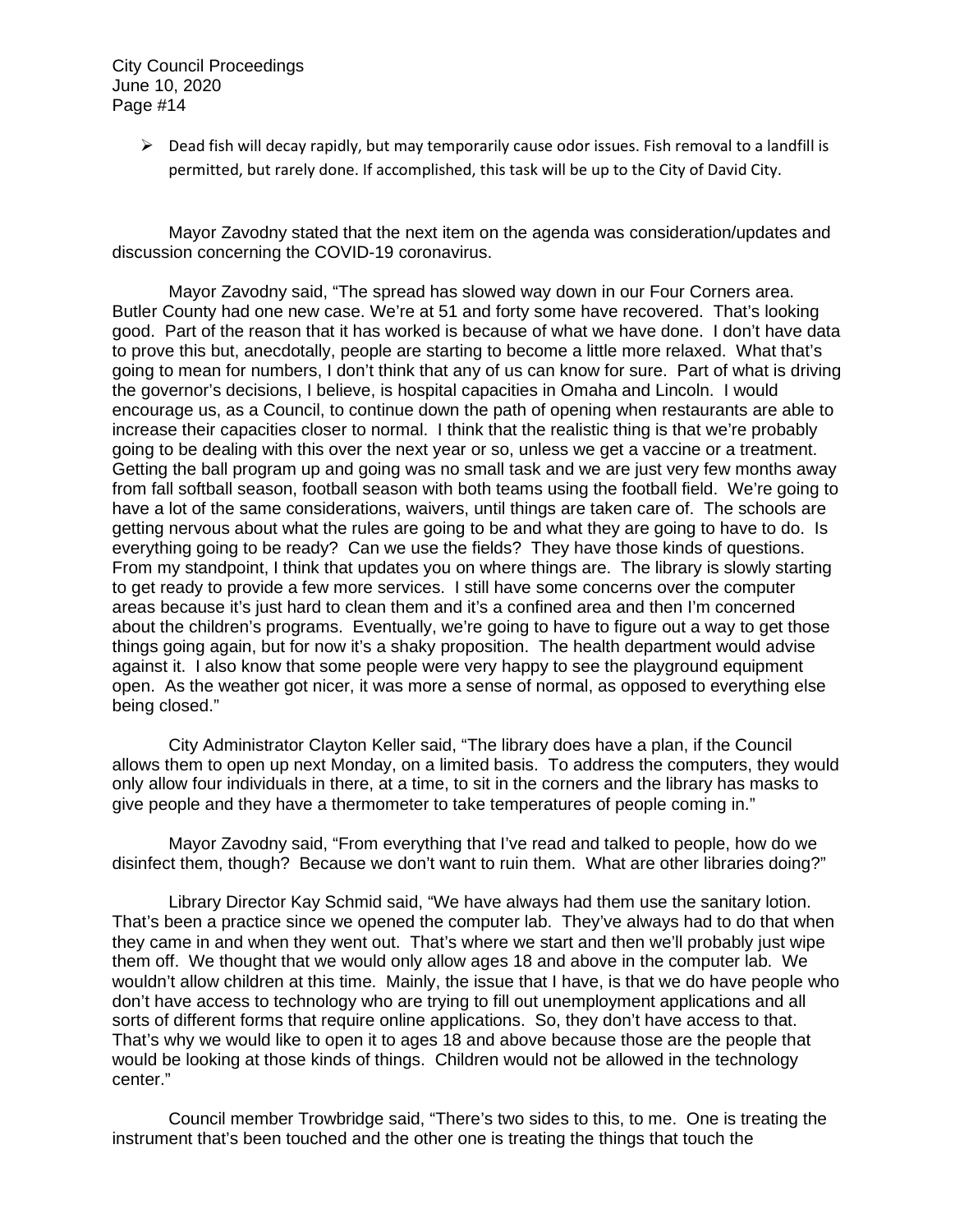- Dead fish will decay rapidly, but may temporarily cause odor issues. Fish removal to a landfill is permitted, but rarely done. If accomplished, this task will be up to the City of David City.

Mayor Zavodny stated that the next item on the agenda was consideration/updates and discussion concerning the COVID-19 coronavirus.

Mayor Zavodny said, "The spread has slowed way down in our Four Corners area. Butler County had one new case. We're at 51 and forty some have recovered. That's looking good. Part of the reason that it has worked is because of what we have done. I don't have data to prove this but, anecdotally, people are starting to become a little more relaxed. What that's going to mean for numbers, I don't think that any of us can know for sure. Part of what is driving the governor's decisions, I believe, is hospital capacities in Omaha and Lincoln. I would encourage us, as a Council, to continue down the path of opening when restaurants are able to increase their capacities closer to normal. I think that the realistic thing is that we're probably going to be dealing with this over the next year or so, unless we get a vaccine or a treatment. Getting the ball program up and going was no small task and we are just very few months away from fall softball season, football season with both teams using the football field. We're going to have a lot of the same considerations, waivers, until things are taken care of. The schools are getting nervous about what the rules are going to be and what they are going to have to do. Is everything going to be ready? Can we use the fields? They have those kinds of questions. From my standpoint, I think that updates you on where things are. The library is slowly starting to get ready to provide a few more services. I still have some concerns over the computer areas because it's just hard to clean them and it's a confined area and then I'm concerned about the children's programs. Eventually, we're going to have to figure out a way to get those things going again, but for now it's a shaky proposition. The health department would advise against it. I also know that some people were very happy to see the playground equipment open. As the weather got nicer, it was more a sense of normal, as opposed to everything else being closed."

City Administrator Clayton Keller said, "The library does have a plan, if the Council allows them to open up next Monday, on a limited basis. To address the computers, they would only allow four individuals in there, at a time, to sit in the corners and the library has masks to give people and they have a thermometer to take temperatures of people coming in."

Mayor Zavodny said, "From everything that I've read and talked to people, how do we disinfect them, though? Because we don't want to ruin them. What are other libraries doing?"

Library Director Kay Schmid said, "We have always had them use the sanitary lotion. That's been a practice since we opened the computer lab. They've always had to do that when they came in and when they went out. That's where we start and then we'll probably just wipe them off. We thought that we would only allow ages 18 and above in the computer lab. We wouldn't allow children at this time. Mainly, the issue that I have, is that we do have people who don't have access to technology who are trying to fill out unemployment applications and all sorts of different forms that require online applications. So, they don't have access to that. That's why we would like to open it to ages 18 and above because those are the people that would be looking at those kinds of things. Children would not be allowed in the technology center."

Council member Trowbridge said, "There's two sides to this, to me. One is treating the instrument that's been touched and the other one is treating the things that touch the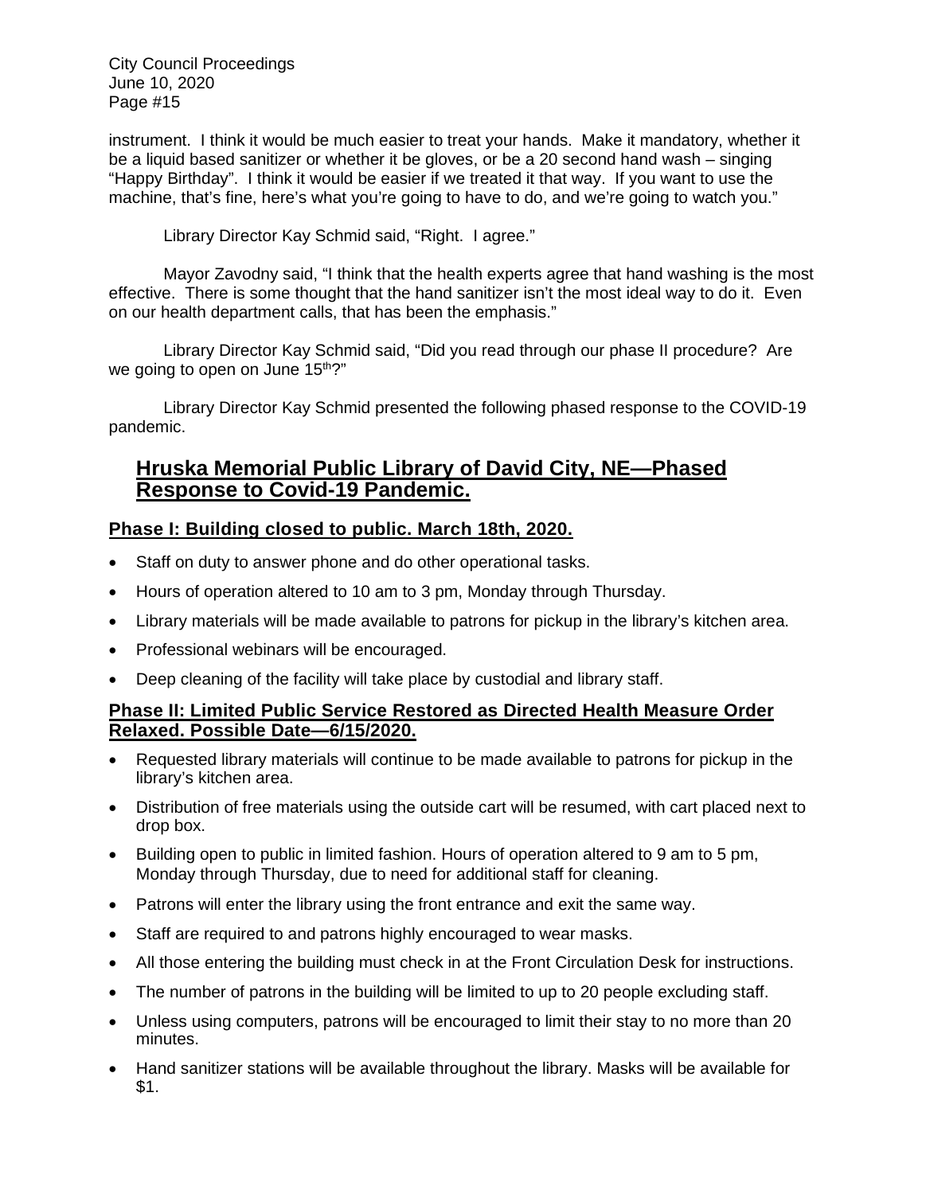instrument. I think it would be much easier to treat your hands. Make it mandatory, whether it be a liquid based sanitizer or whether it be gloves, or be a 20 second hand wash – singing "Happy Birthday". I think it would be easier if we treated it that way. If you want to use the machine, that's fine, here's what you're going to have to do, and we're going to watch you."

Library Director Kay Schmid said, "Right. I agree."

Mayor Zavodny said, "I think that the health experts agree that hand washing is the most effective. There is some thought that the hand sanitizer isn't the most ideal way to do it. Even on our health department calls, that has been the emphasis."

Library Director Kay Schmid said, "Did you read through our phase II procedure? Are we going to open on June 15th?"

Library Director Kay Schmid presented the following phased response to the COVID-19 pandemic.

## Hruska Memorial Public Library of David City, NE—Phased Response to Covid-19 Pandemic.

### Phase I: Building closed to public. March 18th, 2020.

- Staff on duty to answer phone and do other operational tasks.
- Hours of operation altered to 10 am to 3 pm, Monday through Thursday.
- Library materials will be made available to patrons for pickup in the library's kitchen area.
- Professional webinars will be encouraged.
- Deep cleaning of the facility will take place by custodial and library staff.

### Phase II: Limited Public Service Restored as Directed Health Measure Order Relaxed. Possible Date—6/15/2020.

- Requested library materials will continue to be made available to patrons for pickup in the library's kitchen area.
- Distribution of free materials using the outside cart will be resumed, with cart placed next to drop box.
- Building open to public in limited fashion. Hours of operation altered to 9 am to 5 pm, Monday through Thursday, due to need for additional staff for cleaning.
- Patrons will enter the library using the front entrance and exit the same way.
- Staff are required to and patrons highly encouraged to wear masks.
- All those entering the building must check in at the Front Circulation Desk for instructions.
- The number of patrons in the building will be limited to up to 20 people excluding staff.
- Unless using computers, patrons will be encouraged to limit their stay to no more than 20 minutes.
- Hand sanitizer stations will be available throughout the library. Masks will be available for $1.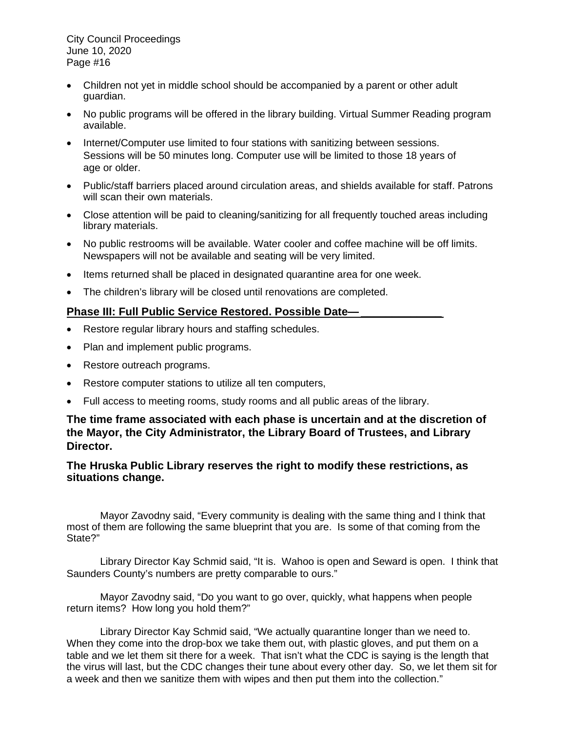- Children not yet in middle school should be accompanied by a parent or other adult guardian.
- No public programs will be offered in the library building. Virtual Summer Reading program available.
- Internet/Computer use limited to four stations with sanitizing between sessions. Sessions will be 50 minutes long. Computer use will be limited to those 18 years of age or older.
- Public/staff barriers placed around circulation areas, and shields available for staff. Patrons will scan their own materials.
- Close attention will be paid to cleaning/sanitizing for all frequently touched areas including library materials.
- No public restrooms will be available. Water cooler and coffee machine will be off limits. Newspapers will not be available and seating will be very limited.
- Items returned shall be placed in designated quarantine area for one week.
- The children's library will be closed until renovations are completed.

**Phase III: Full Public Service Restored. Possible Date— ______________**

- Restore regular library hours and staffing schedules.
- Plan and implement public programs.
- Restore outreach programs.
- Restore computer stations to utilize all ten computers,
- Full access to meeting rooms, study rooms and all public areas of the library.

**The time frame associated with each phase is uncertain and at the discretion of the Mayor, the City Administrator, the Library Board of Trustees, and Library Director.**

**The Hruska Public Library reserves the right to modify these restrictions, as situations change.**

Mayor Zavodny said, "Every community is dealing with the same thing and I think that most of them are following the same blueprint that you are. Is some of that coming from the State?"

Library Director Kay Schmid said, "It is. Wahoo is open and Seward is open. I think that Saunders County's numbers are pretty comparable to ours."

Mayor Zavodny said, "Do you want to go over, quickly, what happens when people return items? How long you hold them?"

Library Director Kay Schmid said, "We actually quarantine longer than we need to. When they come into the drop-box we take them out, with plastic gloves, and put them on a table and we let them sit there for a week. That isn't what the CDC is saying is the length that the virus will last, but the CDC changes their tune about every other day. So, we let them sit for a week and then we sanitize them with wipes and then put them into the collection."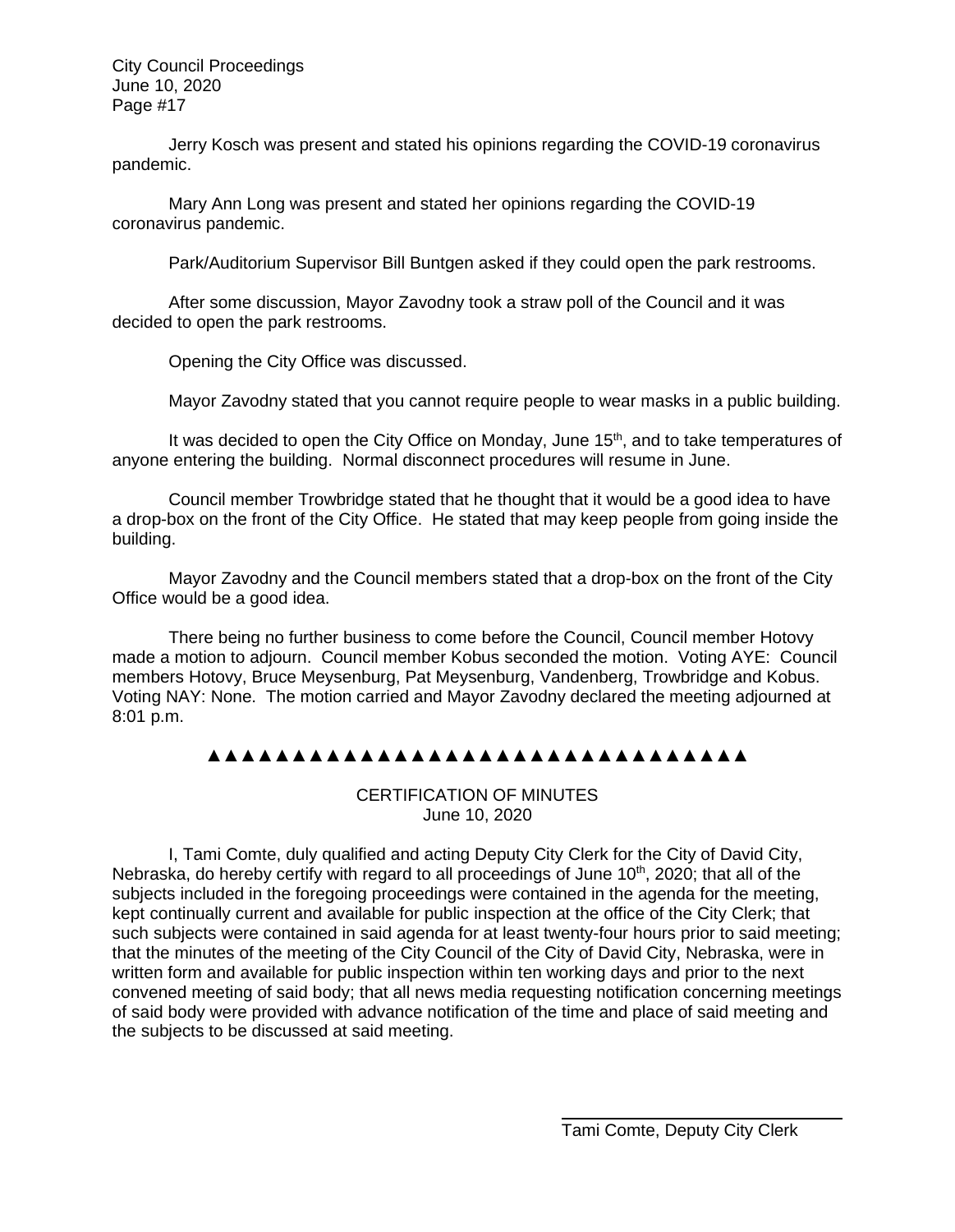Jerry Kosch was present and stated his opinions regarding the COVID-19 coronavirus pandemic.

Mary Ann Long was present and stated her opinions regarding the COVID-19 coronavirus pandemic.

Park/Auditorium Supervisor Bill Buntgen asked if they could open the park restrooms.

After some discussion, Mayor Zavodny took a straw poll of the Council and it was decided to open the park restrooms.

Opening the City Office was discussed.

Mayor Zavodny stated that you cannot require people to wear masks in a public building.

It was decided to open the City Office on Monday, June 15th, and to take temperatures of anyone entering the building. Normal disconnect procedures will resume in June.

Council member Trowbridge stated that he thought that it would be a good idea to have a drop-box on the front of the City Office. He stated that may keep people from going inside the building.

Mayor Zavodny and the Council members stated that a drop-box on the front of the City Office would be a good idea.

There being no further business to come before the Council, Council member Hotovy made a motion to adjourn. Council member Kobus seconded the motion. Voting AYE: Council members Hotovy, Bruce Meysenburg, Pat Meysenburg, Vandenberg, Trowbridge and Kobus. Voting NAY: None. The motion carried and Mayor Zavodny declared the meeting adjourned at 8:01 p.m.

▲▲▲▲▲▲▲▲▲▲▲▲▲▲▲▲▲▲▲▲▲▲▲▲▲▲▲▲▲▲▲▲

CERTIFICATION OF MINUTES
June 10, 2020

I, Tami Comte, duly qualified and acting Deputy City Clerk for the City of David City, Nebraska, do hereby certify with regard to all proceedings of June 10th, 2020; that all of the subjects included in the foregoing proceedings were contained in the agenda for the meeting, kept continually current and available for public inspection at the office of the City Clerk; that such subjects were contained in said agenda for at least twenty-four hours prior to said meeting; that the minutes of the meeting of the City Council of the City of David City, Nebraska, were in written form and available for public inspection within ten working days and prior to the next convened meeting of said body; that all news media requesting notification concerning meetings of said body were provided with advance notification of the time and place of said meeting and the subjects to be discussed at said meeting.

\_\_\_\_\_\_\_\_\_\_\_\_\_\_\_\_\_\_\_\_\_\_\_\_\_\_\_\_
Tami Comte, Deputy City Clerk